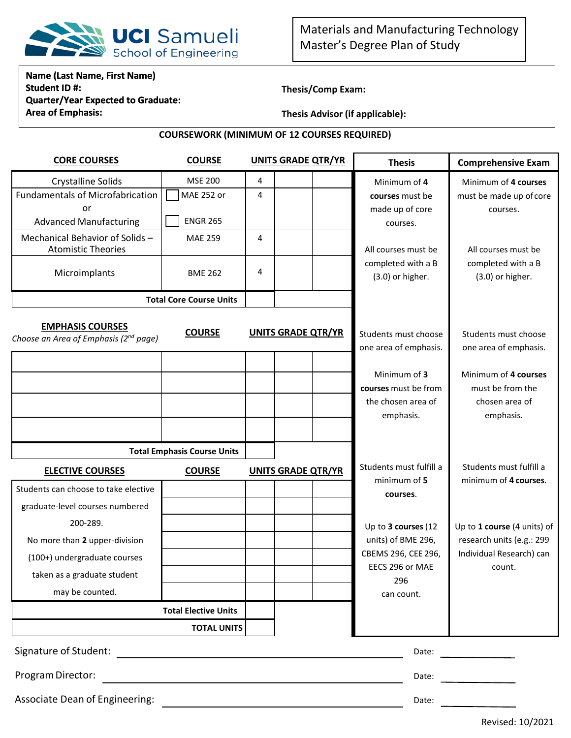UCI Samueli School of Engineering

# Materials and Manufacturing Technology Master's Degree Plan of Study

**Name (Last Name, First Name)**
**Student ID #:**
**Quarter/Year Expected to Graduate:**
**Area of Emphasis:**

**Thesis/Comp Exam:**

**Thesis Advisor (if applicable):**

## COURSEWORK (MINIMUM OF 12 COURSES REQUIRED)

| CORE COURSES | COURSE | UNITS | GRADE | QTR/YR |
|---|---|---|---|---|
| Crystalline Solids | MSE 200 | 4 | | |
| Fundamentals of Microfabrication or Advanced Manufacturing | ☐ MAE 252 or ☐ ENGR 265 | 4 | | |
| Mechanical Behavior of Solids – Atomistic Theories | MAE 259 | 4 | | |
| Microimplants | BME 262 | 4 | | |
| **Total Core Course Units** | | | | |

| EMPHASIS COURSES *Choose an Area of Emphasis (2nd page)* | COURSE | UNITS | GRADE | QTR/YR |
|---|---|---|---|---|
| | | | | |
| | | | | |
| | | | | |
| | | | | |
| **Total Emphasis Course Units** | | | | |

| ELECTIVE COURSES | COURSE | UNITS | GRADE | QTR/YR |
|---|---|---|---|---|
| Students can choose to take elective graduate-level courses numbered 200-289. No more than **2** upper-division (100+) undergraduate courses taken as a graduate student may be counted. | | | | |
| | | | | |
| | | | | |
| | | | | |
| | | | | |
| | | | | |
| | | | | |
| **Total Elective Units** | | | | |
| **TOTAL UNITS** | | | | |

| | Thesis | Comprehensive Exam |
|---|---|---|
| Core Courses | Minimum of **4 courses** must be made up of core courses. All courses must be completed with a B (3.0) or higher. | Minimum of **4 courses** must be made up of core courses. All courses must be completed with a B (3.0) or higher. |
| Emphasis Courses | Students must choose one area of emphasis. Minimum of **3 courses** must be from the chosen area of emphasis. | Students must choose one area of emphasis. Minimum of **4 courses** must be from the chosen area of emphasis. |
| Elective Courses | Students must fulfill a minimum of **5 courses**. Up to **3 courses** (12 units) of BME 296, CBEMS 296, CEE 296, EECS 296 or MAE 296 can count. | Students must fulfill a minimum of **4 courses**. Up to **1 course** (4 units) of research units (e.g.: 299 Individual Research) can count. |

Signature of Student: ______________________ Date: __________

Program Director: ______________________ Date: __________

Associate Dean of Engineering: ______________________ Date: __________

Revised: 10/2021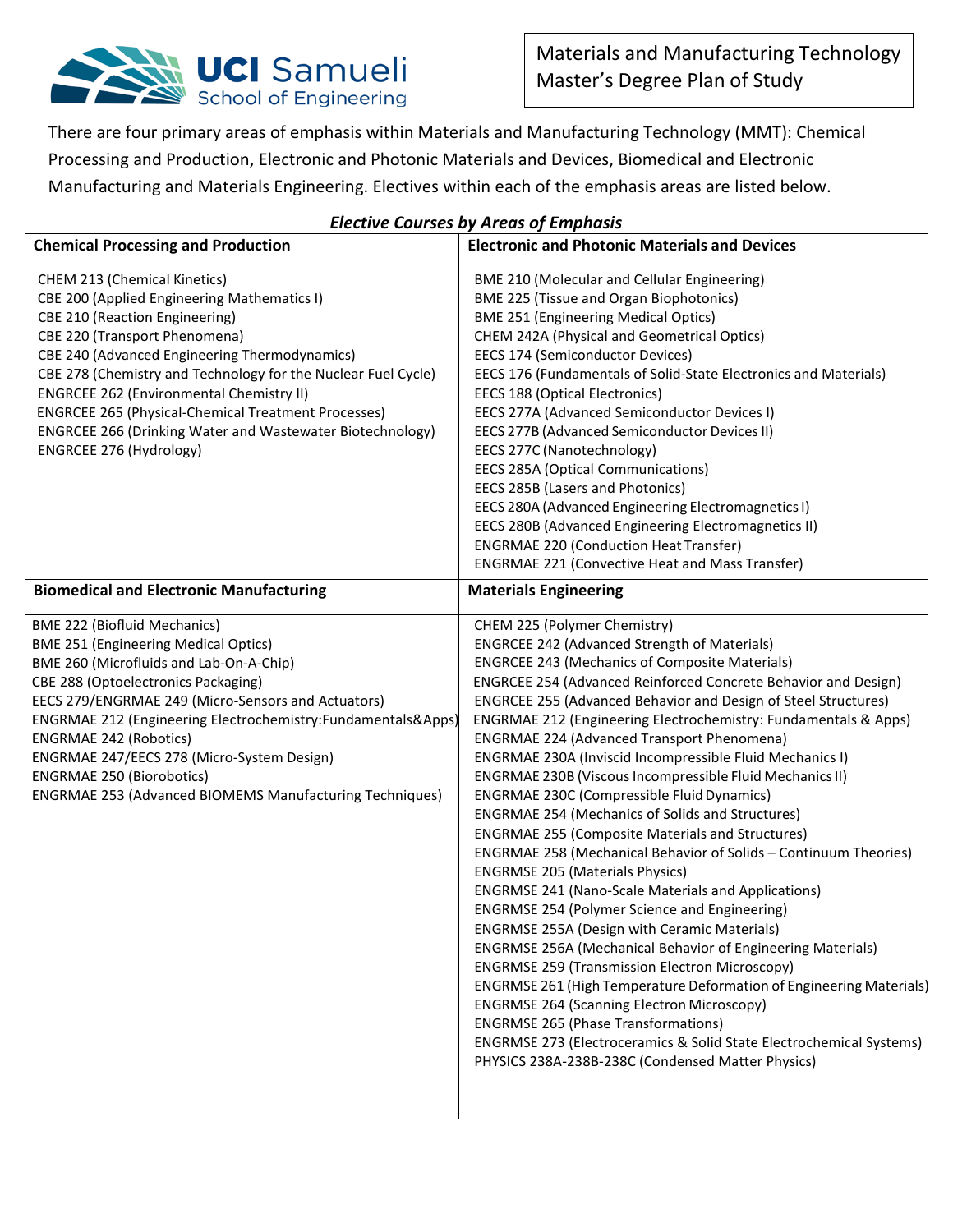Materials and Manufacturing Technology Master's Degree Plan of Study

There are four primary areas of emphasis within Materials and Manufacturing Technology (MMT): Chemical Processing and Production, Electronic and Photonic Materials and Devices, Biomedical and Electronic Manufacturing and Materials Engineering. Electives within each of the emphasis areas are listed below.

***Elective Courses by Areas of Emphasis***

| **Chemical Processing and Production** | **Electronic and Photonic Materials and Devices** |
|---|---|
| CHEM 213 (Chemical Kinetics)<br>CBE 200 (Applied Engineering Mathematics I)<br>CBE 210 (Reaction Engineering)<br>CBE 220 (Transport Phenomena)<br>CBE 240 (Advanced Engineering Thermodynamics)<br>CBE 278 (Chemistry and Technology for the Nuclear Fuel Cycle)<br>ENGRCEE 262 (Environmental Chemistry II)<br>ENGRCEE 265 (Physical-Chemical Treatment Processes)<br>ENGRCEE 266 (Drinking Water and Wastewater Biotechnology)<br>ENGRCEE 276 (Hydrology) | BME 210 (Molecular and Cellular Engineering)<br>BME 225 (Tissue and Organ Biophotonics)<br>BME 251 (Engineering Medical Optics)<br>CHEM 242A (Physical and Geometrical Optics)<br>EECS 174 (Semiconductor Devices)<br>EECS 176 (Fundamentals of Solid-State Electronics and Materials)<br>EECS 188 (Optical Electronics)<br>EECS 277A (Advanced Semiconductor Devices I)<br>EECS 277B (Advanced Semiconductor Devices II)<br>EECS 277C (Nanotechnology)<br>EECS 285A (Optical Communications)<br>EECS 285B (Lasers and Photonics)<br>EECS 280A (Advanced Engineering Electromagnetics I)<br>EECS 280B (Advanced Engineering Electromagnetics II)<br>ENGRMAE 220 (Conduction Heat Transfer)<br>ENGRMAE 221 (Convective Heat and Mass Transfer) |
| **Biomedical and Electronic Manufacturing** | **Materials Engineering** |
| BME 222 (Biofluid Mechanics)<br>BME 251 (Engineering Medical Optics)<br>BME 260 (Microfluids and Lab-On-A-Chip)<br>CBE 288 (Optoelectronics Packaging)<br>EECS 279/ENGRMAE 249 (Micro-Sensors and Actuators)<br>ENGRMAE 212 (Engineering Electrochemistry:Fundamentals&Apps)<br>ENGRMAE 242 (Robotics)<br>ENGRMAE 247/EECS 278 (Micro-System Design)<br>ENGRMAE 250 (Biorobotics)<br>ENGRMAE 253 (Advanced BIOMEMS Manufacturing Techniques) | CHEM 225 (Polymer Chemistry)<br>ENGRCEE 242 (Advanced Strength of Materials)<br>ENGRCEE 243 (Mechanics of Composite Materials)<br>ENGRCEE 254 (Advanced Reinforced Concrete Behavior and Design)<br>ENGRCEE 255 (Advanced Behavior and Design of Steel Structures)<br>ENGRMAE 212 (Engineering Electrochemistry: Fundamentals & Apps)<br>ENGRMAE 224 (Advanced Transport Phenomena)<br>ENGRMAE 230A (Inviscid Incompressible Fluid Mechanics I)<br>ENGRMAE 230B (Viscous Incompressible Fluid Mechanics II)<br>ENGRMAE 230C (Compressible Fluid Dynamics)<br>ENGRMAE 254 (Mechanics of Solids and Structures)<br>ENGRMAE 255 (Composite Materials and Structures)<br>ENGRMAE 258 (Mechanical Behavior of Solids – Continuum Theories)<br>ENGRMSE 205 (Materials Physics)<br>ENGRMSE 241 (Nano-Scale Materials and Applications)<br>ENGRMSE 254 (Polymer Science and Engineering)<br>ENGRMSE 255A (Design with Ceramic Materials)<br>ENGRMSE 256A (Mechanical Behavior of Engineering Materials)<br>ENGRMSE 259 (Transmission Electron Microscopy)<br>ENGRMSE 261 (High Temperature Deformation of Engineering Materials)<br>ENGRMSE 264 (Scanning Electron Microscopy)<br>ENGRMSE 265 (Phase Transformations)<br>ENGRMSE 273 (Electroceramics & Solid State Electrochemical Systems)<br>PHYSICS 238A-238B-238C (Condensed Matter Physics) |